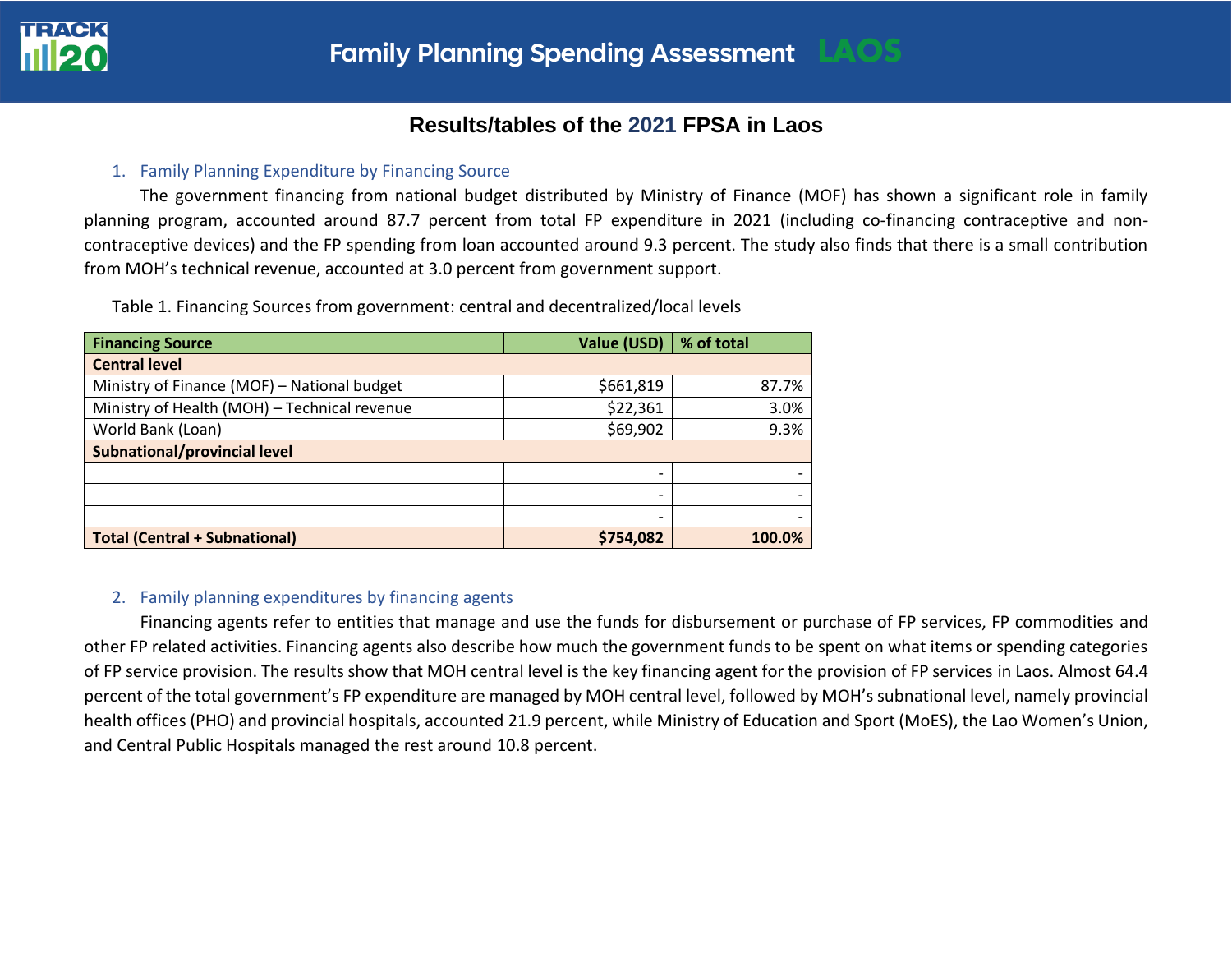# Family Planning Spending Assessment LAOS

## Results/tables of the 2021 FPSA in Laos

### 1. Family Planning Expenditure by Financing Source

The government financing from national budget distributed by Ministry of Finance (MOF) has shown a significant role in family planning program, accounted around 87.7 percent from total FP expenditure in 2021 (including co-financing contraceptive and non-contraceptive devices) and the FP spending from loan accounted around 9.3 percent. The study also finds that there is a small contribution from MOH's technical revenue, accounted at 3.0 percent from government support.

Table 1. Financing Sources from government: central and decentralized/local levels

| Financing Source | Value (USD) | % of total |
|---|---|---|
| **Central level** | | |
| Ministry of Finance (MOF) – National budget | $661,819 | 87.7% |
| Ministry of Health (MOH) – Technical revenue | $22,361 | 3.0% |
| World Bank (Loan) | $69,902 | 9.3% |
| **Subnational/provincial level** | | |
| | - | - |
| | - | - |
| | - | - |
| **Total (Central + Subnational)** | **$754,082** | **100.0%** |

### 2. Family planning expenditures by financing agents

Financing agents refer to entities that manage and use the funds for disbursement or purchase of FP services, FP commodities and other FP related activities. Financing agents also describe how much the government funds to be spent on what items or spending categories of FP service provision. The results show that MOH central level is the key financing agent for the provision of FP services in Laos. Almost 64.4 percent of the total government's FP expenditure are managed by MOH central level, followed by MOH's subnational level, namely provincial health offices (PHO) and provincial hospitals, accounted 21.9 percent, while Ministry of Education and Sport (MoES), the Lao Women's Union, and Central Public Hospitals managed the rest around 10.8 percent.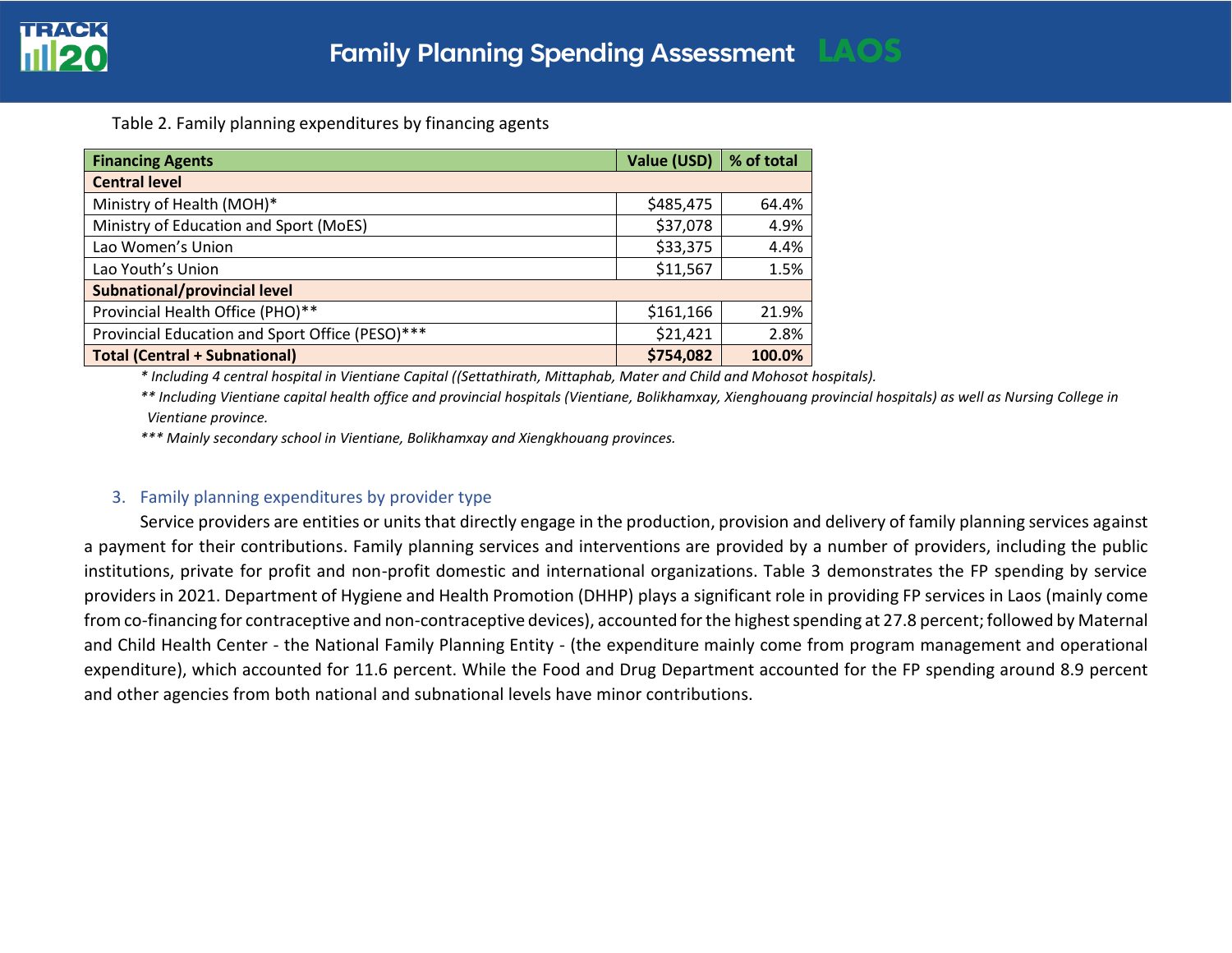Table 2. Family planning expenditures by financing agents

| Financing Agents | Value (USD) | % of total |
|---|---|---|
| **Central level** | | |
| Ministry of Health (MOH)* | $485,475 | 64.4% |
| Ministry of Education and Sport (MoES) | $37,078 | 4.9% |
| Lao Women's Union | $33,375 | 4.4% |
| Lao Youth's Union | $11,567 | 1.5% |
| **Subnational/provincial level** | | |
| Provincial Health Office (PHO)** | $161,166 | 21.9% |
| Provincial Education and Sport Office (PESO)*** | $21,421 | 2.8% |
| **Total (Central + Subnational)** | **$754,082** | **100.0%** |

*\* Including 4 central hospital in Vientiane Capital ((Settathirath, Mittaphab, Mater and Child and Mohosot hospitals).*

*\*\* Including Vientiane capital health office and provincial hospitals (Vientiane, Bolikhamxay, Xienghouang provincial hospitals) as well as Nursing College in Vientiane province.*

*\*\*\* Mainly secondary school in Vientiane, Bolikhamxay and Xiengkhouang provinces.*

### 3. Family planning expenditures by provider type

Service providers are entities or units that directly engage in the production, provision and delivery of family planning services against a payment for their contributions. Family planning services and interventions are provided by a number of providers, including the public institutions, private for profit and non-profit domestic and international organizations. Table 3 demonstrates the FP spending by service providers in 2021. Department of Hygiene and Health Promotion (DHHP) plays a significant role in providing FP services in Laos (mainly come from co-financing for contraceptive and non-contraceptive devices), accounted for the highest spending at 27.8 percent; followed by Maternal and Child Health Center - the National Family Planning Entity - (the expenditure mainly come from program management and operational expenditure), which accounted for 11.6 percent. While the Food and Drug Department accounted for the FP spending around 8.9 percent and other agencies from both national and subnational levels have minor contributions.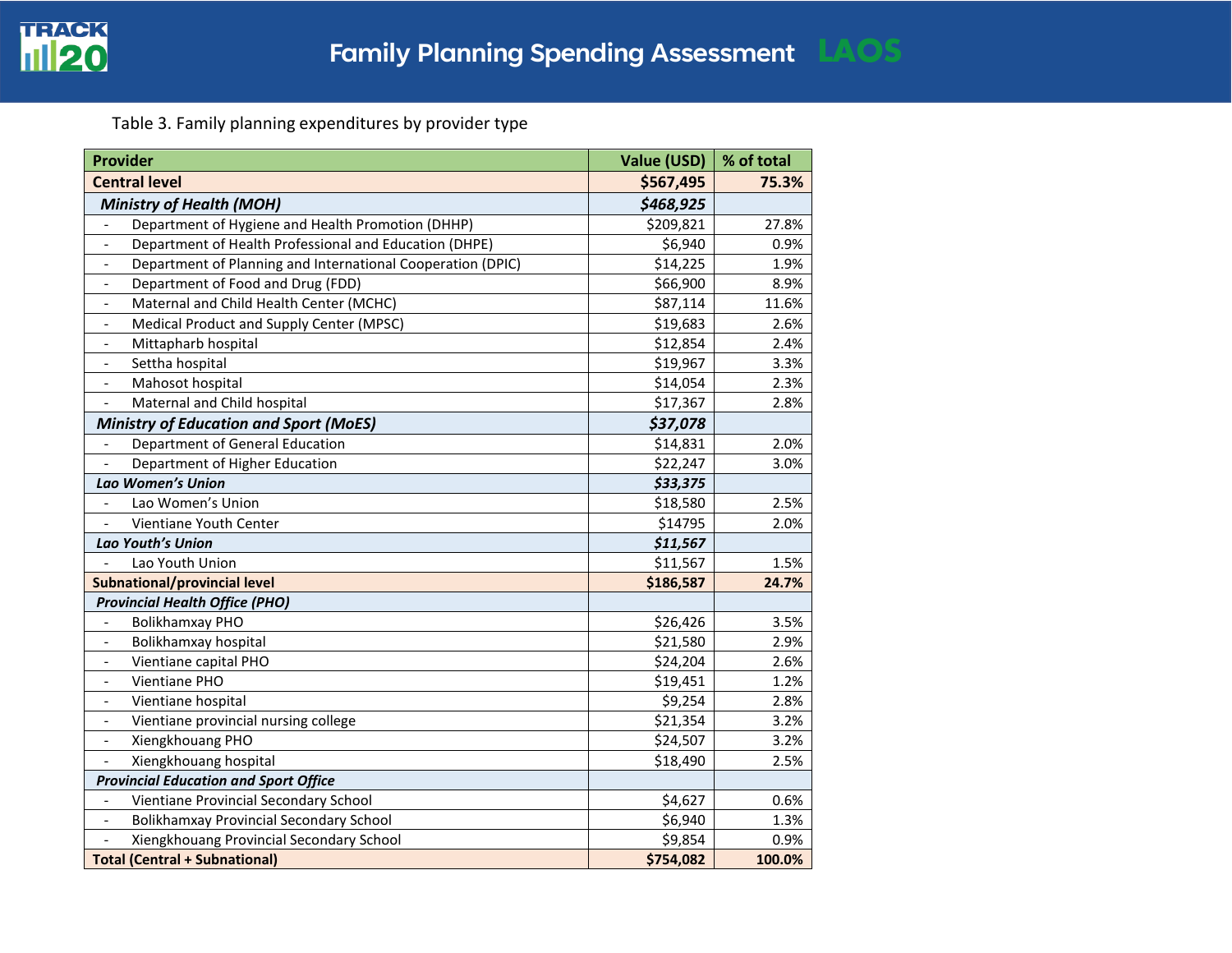Table 3. Family planning expenditures by provider type

| Provider | Value (USD) | % of total |
|---|---|---|
| **Central level** | **$567,495** | **75.3%** |
| ***Ministry of Health (MOH)*** | ***$468,925*** | |
| - Department of Hygiene and Health Promotion (DHHP) | $209,821 | 27.8% |
| - Department of Health Professional and Education (DHPE) | $6,940 | 0.9% |
| - Department of Planning and International Cooperation (DPIC) | $14,225 | 1.9% |
| - Department of Food and Drug (FDD) | $66,900 | 8.9% |
| - Maternal and Child Health Center (MCHC) | $87,114 | 11.6% |
| - Medical Product and Supply Center (MPSC) | $19,683 | 2.6% |
| - Mittapharb hospital | $12,854 | 2.4% |
| - Settha hospital | $19,967 | 3.3% |
| - Mahosot hospital | $14,054 | 2.3% |
| - Maternal and Child hospital | $17,367 | 2.8% |
| ***Ministry of Education and Sport (MoES)*** | ***$37,078*** | |
| - Department of General Education | $14,831 | 2.0% |
| - Department of Higher Education | $22,247 | 3.0% |
| ***Lao Women's Union*** | ***$33,375*** | |
| - Lao Women's Union | $18,580 | 2.5% |
| - Vientiane Youth Center | $14795 | 2.0% |
| ***Lao Youth's Union*** | ***$11,567*** | |
| - Lao Youth Union | $11,567 | 1.5% |
| **Subnational/provincial level** | **$186,587** | **24.7%** |
| ***Provincial Health Office (PHO)*** | | |
| - Bolikhamxay PHO | $26,426 | 3.5% |
| - Bolikhamxay hospital | $21,580 | 2.9% |
| - Vientiane capital PHO | $24,204 | 2.6% |
| - Vientiane PHO | $19,451 | 1.2% |
| - Vientiane hospital | $9,254 | 2.8% |
| - Vientiane provincial nursing college | $21,354 | 3.2% |
| - Xiengkhouang PHO | $24,507 | 3.2% |
| - Xiengkhouang hospital | $18,490 | 2.5% |
| ***Provincial Education and Sport Office*** | | |
| - Vientiane Provincial Secondary School | $4,627 | 0.6% |
| - Bolikhamxay Provincial Secondary School | $6,940 | 1.3% |
| - Xiengkhouang Provincial Secondary School | $9,854 | 0.9% |
| **Total (Central + Subnational)** | **$754,082** | **100.0%** |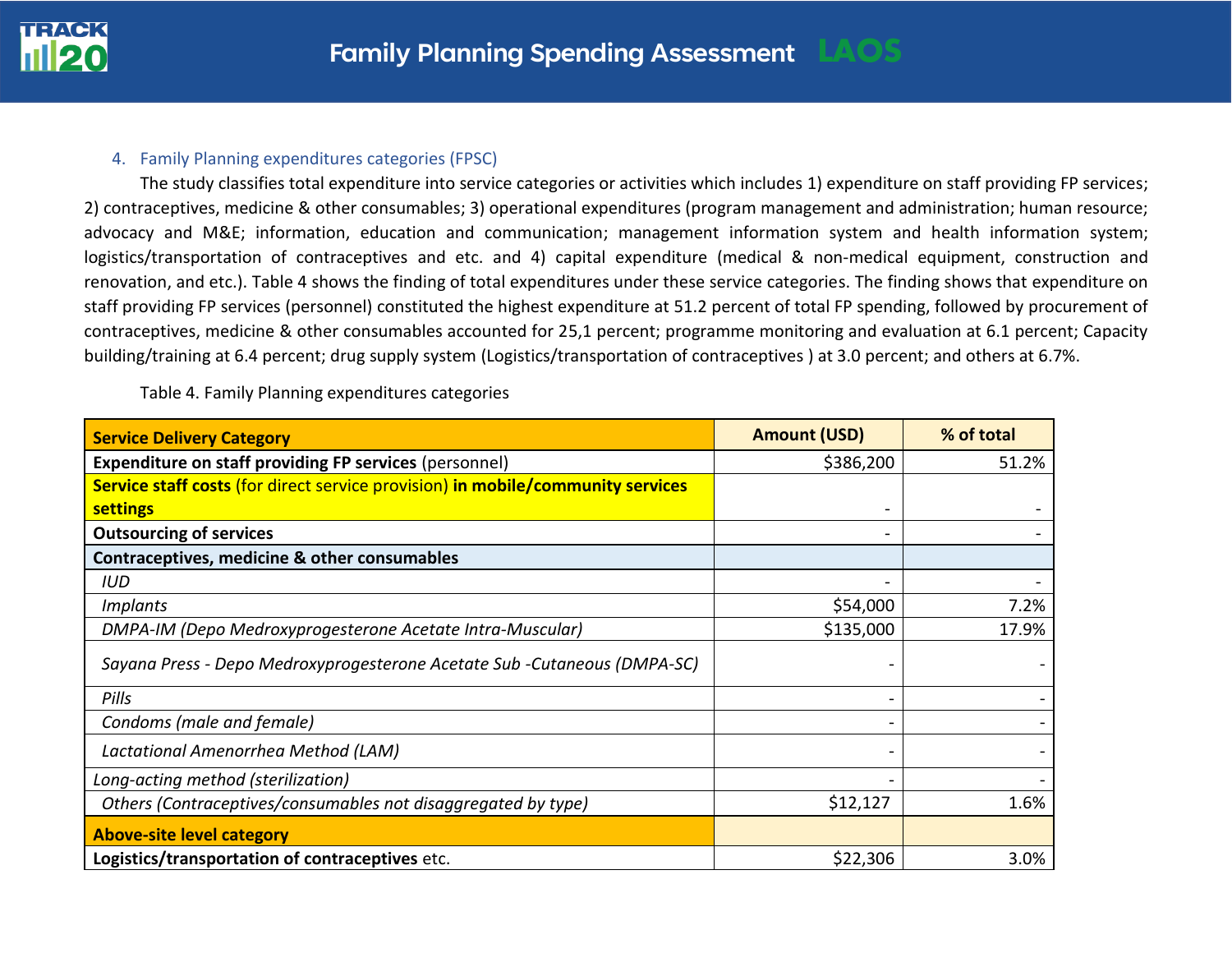4. Family Planning expenditures categories (FPSC)

The study classifies total expenditure into service categories or activities which includes 1) expenditure on staff providing FP services; 2) contraceptives, medicine & other consumables; 3) operational expenditures (program management and administration; human resource; advocacy and M&E; information, education and communication; management information system and health information system; logistics/transportation of contraceptives and etc. and 4) capital expenditure (medical & non-medical equipment, construction and renovation, and etc.). Table 4 shows the finding of total expenditures under these service categories. The finding shows that expenditure on staff providing FP services (personnel) constituted the highest expenditure at 51.2 percent of total FP spending, followed by procurement of contraceptives, medicine & other consumables accounted for 25,1 percent; programme monitoring and evaluation at 6.1 percent; Capacity building/training at 6.4 percent; drug supply system (Logistics/transportation of contraceptives ) at 3.0 percent; and others at 6.7%.

Table 4. Family Planning expenditures categories

| Service Delivery Category | Amount (USD) | % of total |
|---|---|---|
| **Expenditure on staff providing FP services** (personnel) | $386,200 | 51.2% |
| **Service staff costs** (for direct service provision) **in mobile/community services settings** | - | - |
| **Outsourcing of services** | - | - |
| **Contraceptives, medicine & other consumables** | | |
| *IUD* | - | - |
| *Implants* | $54,000 | 7.2% |
| *DMPA-IM (Depo Medroxyprogesterone Acetate Intra-Muscular)* | $135,000 | 17.9% |
| *Sayana Press - Depo Medroxyprogesterone Acetate Sub -Cutaneous (DMPA-SC)* | - | - |
| *Pills* | - | - |
| *Condoms (male and female)* | - | - |
| *Lactational Amenorrhea Method (LAM)* | - | - |
| *Long-acting method (sterilization)* | - | - |
| *Others (Contraceptives/consumables not disaggregated by type)* | $12,127 | 1.6% |
| **Above-site level category** | | |
| **Logistics/transportation of contraceptives** etc. | $22,306 | 3.0% |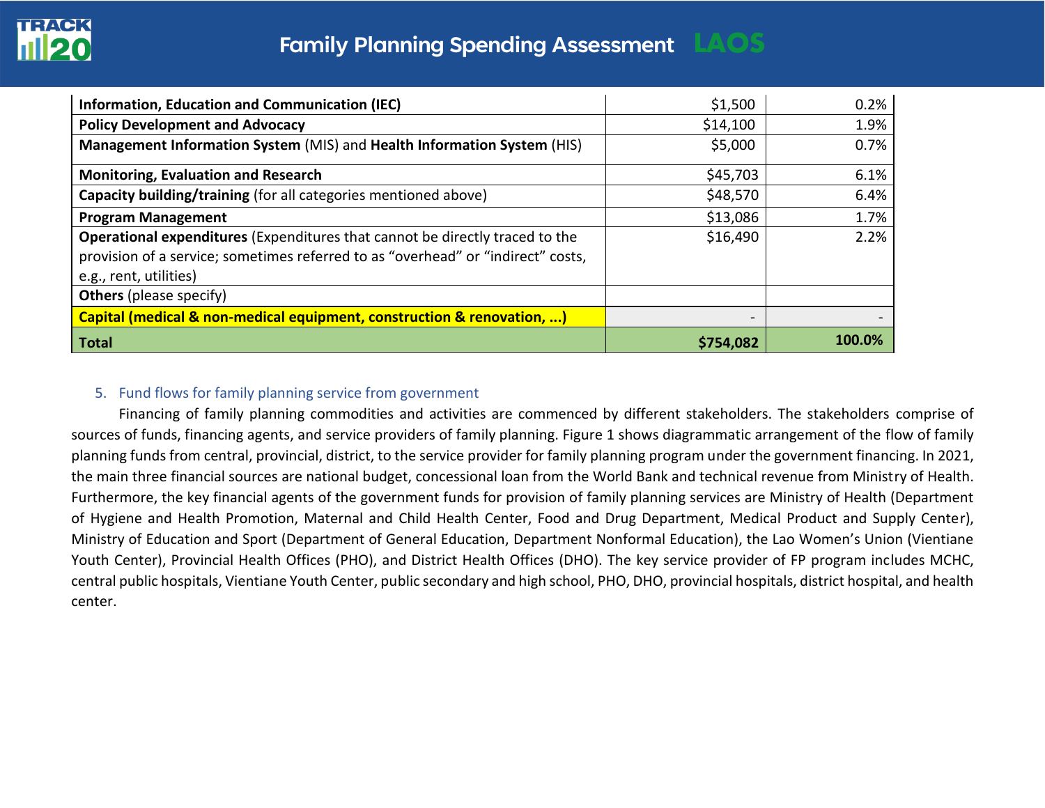| | | |
|---|---|---|
| **Information, Education and Communication (IEC)** | $1,500 | 0.2% |
| **Policy Development and Advocacy** | $14,100 | 1.9% |
| **Management Information System** (MIS) and **Health Information System** (HIS) | $5,000 | 0.7% |
| **Monitoring, Evaluation and Research** | $45,703 | 6.1% |
| **Capacity building/training** (for all categories mentioned above) | $48,570 | 6.4% |
| **Program Management** | $13,086 | 1.7% |
| **Operational expenditures** (Expenditures that cannot be directly traced to the provision of a service; sometimes referred to as "overhead" or "indirect" costs, e.g., rent, utilities) | $16,490 | 2.2% |
| **Others** (please specify) | | |
| **Capital (medical & non-medical equipment, construction & renovation, ...)** | - | - |
| **Total** | **$754,082** | **100.0%** |

5. Fund flows for family planning service from government

Financing of family planning commodities and activities are commenced by different stakeholders. The stakeholders comprise of sources of funds, financing agents, and service providers of family planning. Figure 1 shows diagrammatic arrangement of the flow of family planning funds from central, provincial, district, to the service provider for family planning program under the government financing. In 2021, the main three financial sources are national budget, concessional loan from the World Bank and technical revenue from Ministry of Health. Furthermore, the key financial agents of the government funds for provision of family planning services are Ministry of Health (Department of Hygiene and Health Promotion, Maternal and Child Health Center, Food and Drug Department, Medical Product and Supply Center), Ministry of Education and Sport (Department of General Education, Department Nonformal Education), the Lao Women's Union (Vientiane Youth Center), Provincial Health Offices (PHO), and District Health Offices (DHO). The key service provider of FP program includes MCHC, central public hospitals, Vientiane Youth Center, public secondary and high school, PHO, DHO, provincial hospitals, district hospital, and health center.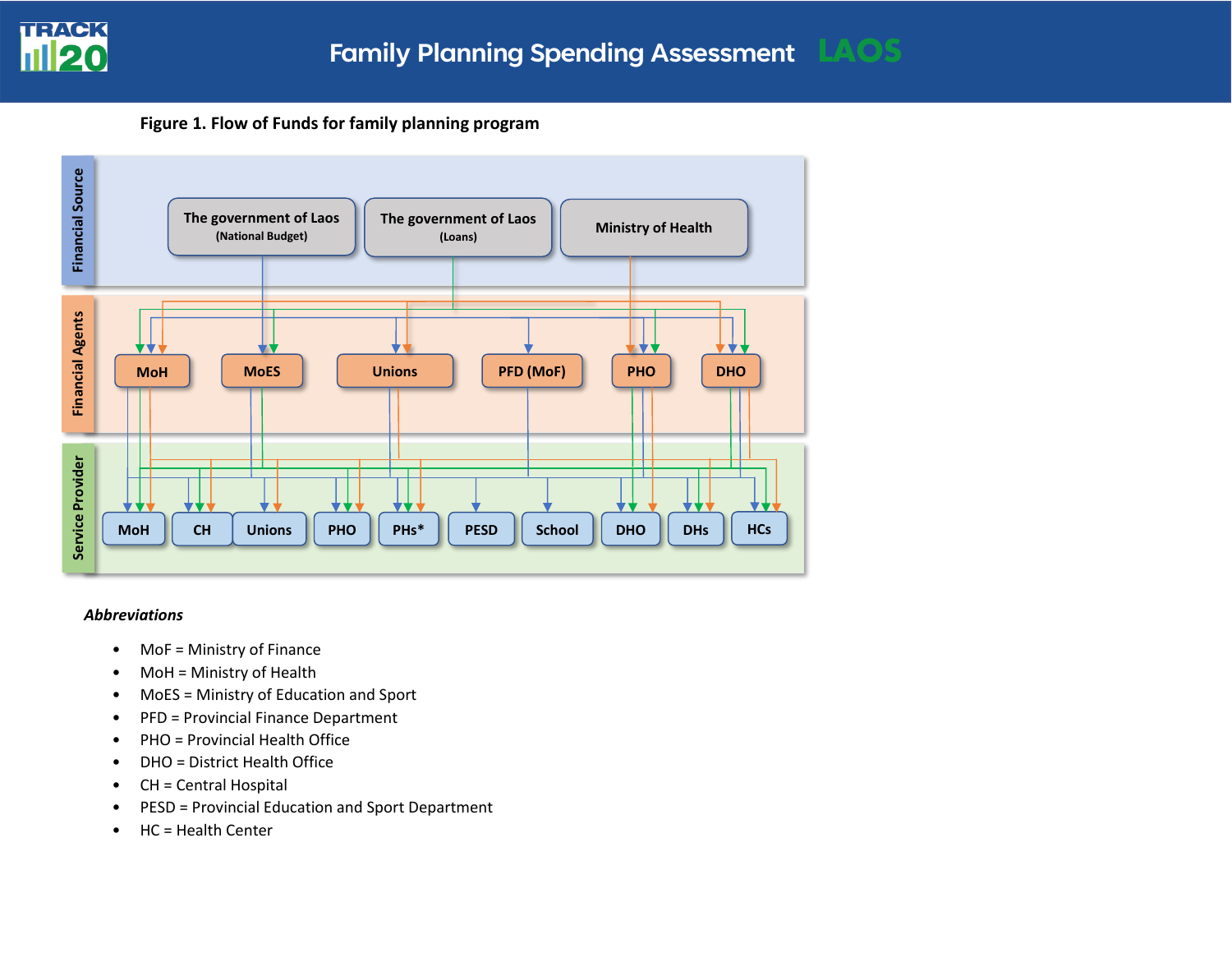**Figure 1. Flow of Funds for family planning program**

Financial Source:
- The government of Laos (National Budget)
- The government of Laos (Loans)
- Ministry of Health

Financial Agents:
- MoH
- MoES
- Unions
- PFD (MoF)
- PHO
- DHO

Service Provider:
- MoH
- CH
- Unions
- PHO
- PHs*
- PESD
- School
- DHO
- DHs
- HCs

***Abbreviations***

- MoF = Ministry of Finance
- MoH = Ministry of Health
- MoES = Ministry of Education and Sport
- PFD = Provincial Finance Department
- PHO = Provincial Health Office
- DHO = District Health Office
- CH = Central Hospital
- PESD = Provincial Education and Sport Department
- HC = Health Center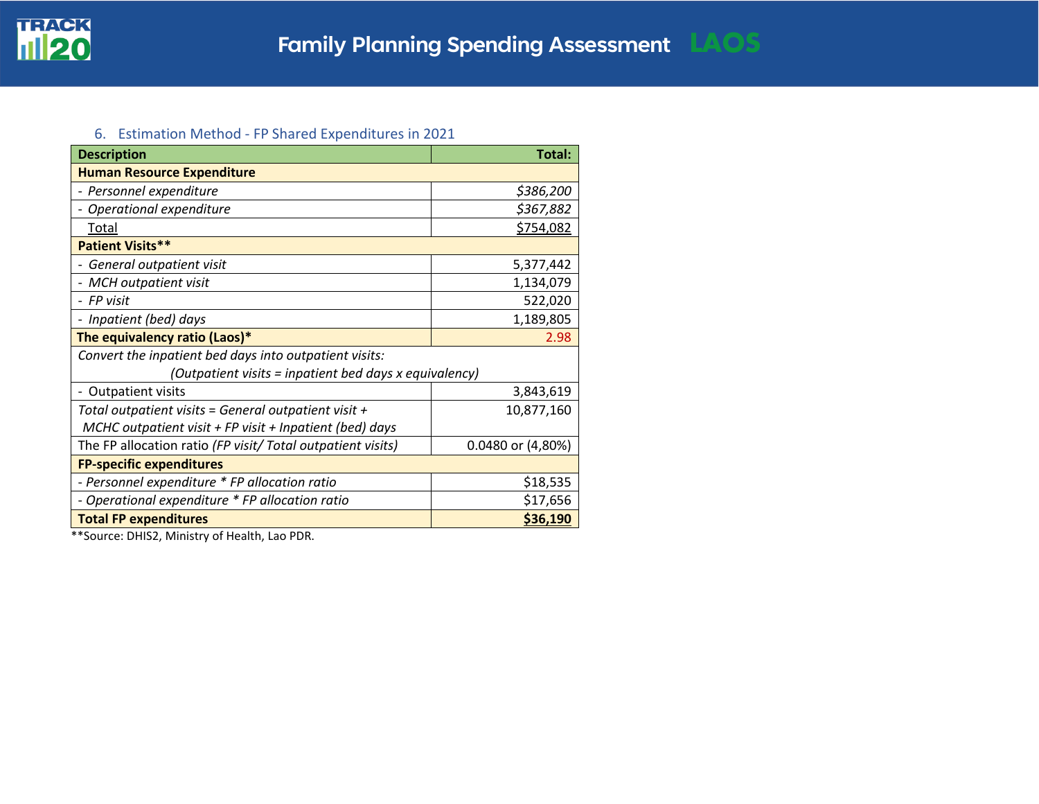### 6. Estimation Method - FP Shared Expenditures in 2021

| Description | Total: |
|---|---|
| **Human Resource Expenditure** | |
| - *Personnel expenditure* | *$386,200* |
| - *Operational expenditure* | *$367,882* |
| Total | $754,082 |
| **Patient Visits**** | |
| - *General outpatient visit* | 5,377,442 |
| - *MCH outpatient visit* | 1,134,079 |
| - *FP visit* | 522,020 |
| - *Inpatient (bed) days* | 1,189,805 |
| **The equivalency ratio (Laos)*** | 2.98 |
| *Convert the inpatient bed days into outpatient visits: (Outpatient visits = inpatient bed days x equivalency)* | |
| - Outpatient visits | 3,843,619 |
| *Total outpatient visits = General outpatient visit + MCHC outpatient visit + FP visit + Inpatient (bed) days* | 10,877,160 |
| The FP allocation ratio *(FP visit/ Total outpatient visits)* | 0.0480 or (4,80%) |
| **FP-specific expenditures** | |
| *- Personnel expenditure * FP allocation ratio* | $18,535 |
| *- Operational expenditure * FP allocation ratio* | $17,656 |
| **Total FP expenditures** | **$36,190** |

**Source: DHIS2, Ministry of Health, Lao PDR.